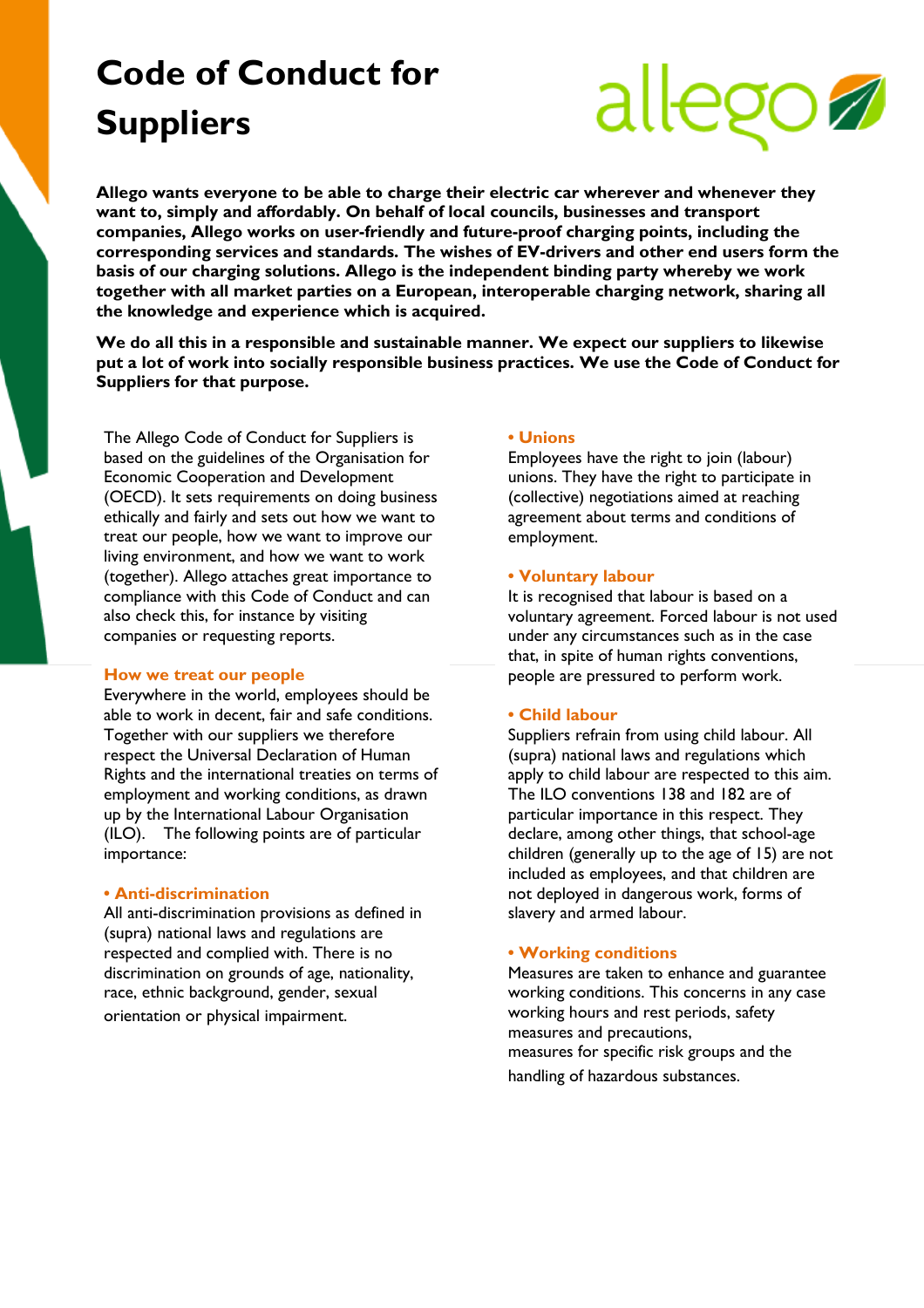# Code of Conduct for Suppliers

**Allego wants everyone to be able to charge their electric car wherever and whenever they want to, simply and affordably. On behalf of local councils, businesses and transport companies, Allego works on user-friendly and future-proof charging points, including the corresponding services and standards. The wishes of EV-drivers and other end users form the basis of our charging solutions. Allego is the independent binding party whereby we work together with all market parties on a European, interoperable charging network, sharing all the knowledge and experience which is acquired.**

**We do all this in a responsible and sustainable manner. We expect our suppliers to likewise put a lot of work into socially responsible business practices. We use the Code of Conduct for Suppliers for that purpose.**

The Allego Code of Conduct for Suppliers is based on the guidelines of the Organisation for Economic Cooperation and Development (OECD). It sets requirements on doing business ethically and fairly and sets out how we want to treat our people, how we want to improve our living environment, and how we want to work (together). Allego attaches great importance to compliance with this Code of Conduct and can also check this, for instance by visiting companies or requesting reports.

## How we treat our people

Everywhere in the world, employees should be able to work in decent, fair and safe conditions. Together with our suppliers we therefore respect the Universal Declaration of Human Rights and the international treaties on terms of employment and working conditions, as drawn up by the International Labour Organisation (ILO). The following points are of particular importance:

### • Anti-discrimination

All anti-discrimination provisions as defined in (supra) national laws and regulations are respected and complied with. There is no discrimination on grounds of age, nationality, race, ethnic background, gender, sexual orientation or physical impairment.

### • Unions

Employees have the right to join (labour) unions. They have the right to participate in (collective) negotiations aimed at reaching agreement about terms and conditions of employment.

### • Voluntary labour

It is recognised that labour is based on a voluntary agreement. Forced labour is not used under any circumstances such as in the case that, in spite of human rights conventions, people are pressured to perform work.

### • Child labour

Suppliers refrain from using child labour. All (supra) national laws and regulations which apply to child labour are respected to this aim. The ILO conventions 138 and 182 are of particular importance in this respect. They declare, among other things, that school-age children (generally up to the age of 15) are not included as employees, and that children are not deployed in dangerous work, forms of slavery and armed labour.

### • Working conditions

Measures are taken to enhance and guarantee working conditions. This concerns in any case working hours and rest periods, safety measures and precautions, measures for specific risk groups and the handling of hazardous substances.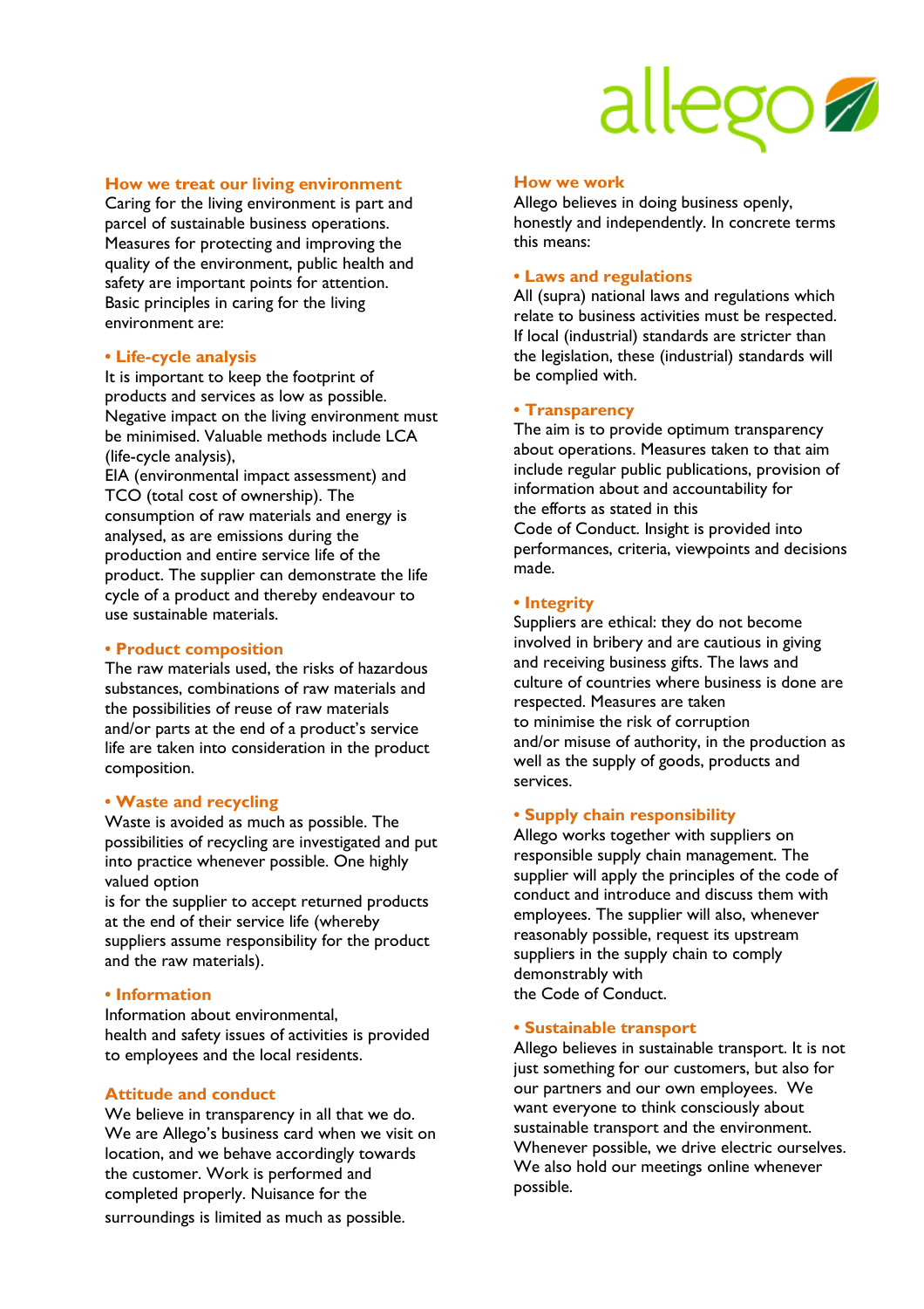## How we treat our living environment

Caring for the living environment is part and parcel of sustainable business operations. Measures for protecting and improving the quality of the environment, public health and safety are important points for attention. Basic principles in caring for the living environment are:

### • Life-cycle analysis

It is important to keep the footprint of products and services as low as possible. Negative impact on the living environment must be minimised. Valuable methods include LCA (life-cycle analysis), EIA (environmental impact assessment) and TCO (total cost of ownership). The consumption of raw materials and energy is analysed, as are emissions during the production and entire service life of the product. The supplier can demonstrate the life cycle of a product and thereby endeavour to use sustainable materials.

### • Product composition

The raw materials used, the risks of hazardous substances, combinations of raw materials and the possibilities of reuse of raw materials and/or parts at the end of a product's service life are taken into consideration in the product composition.

### • Waste and recycling

Waste is avoided as much as possible. The possibilities of recycling are investigated and put into practice whenever possible. One highly valued option is for the supplier to accept returned products at the end of their service life (whereby suppliers assume responsibility for the product and the raw materials).

### • Information

Information about environmental, health and safety issues of activities is provided to employees and the local residents.

## Attitude and conduct

We believe in transparency in all that we do. We are Allego's business card when we visit on location, and we behave accordingly towards the customer. Work is performed and completed properly. Nuisance for the surroundings is limited as much as possible.

## How we work

Allego believes in doing business openly, honestly and independently. In concrete terms this means:

### • Laws and regulations

All (supra) national laws and regulations which relate to business activities must be respected. If local (industrial) standards are stricter than the legislation, these (industrial) standards will be complied with.

### • Transparency

The aim is to provide optimum transparency about operations. Measures taken to that aim include regular public publications, provision of information about and accountability for the efforts as stated in this Code of Conduct. Insight is provided into performances, criteria, viewpoints and decisions made.

### • Integrity

Suppliers are ethical: they do not become involved in bribery and are cautious in giving and receiving business gifts. The laws and culture of countries where business is done are respected. Measures are taken to minimise the risk of corruption and/or misuse of authority, in the production as well as the supply of goods, products and services.

### • Supply chain responsibility

Allego works together with suppliers on responsible supply chain management. The supplier will apply the principles of the code of conduct and introduce and discuss them with employees. The supplier will also, whenever reasonably possible, request its upstream suppliers in the supply chain to comply demonstrably with the Code of Conduct.

### • Sustainable transport

Allego believes in sustainable transport. It is not just something for our customers, but also for our partners and our own employees. We want everyone to think consciously about sustainable transport and the environment. Whenever possible, we drive electric ourselves. We also hold our meetings online whenever possible.